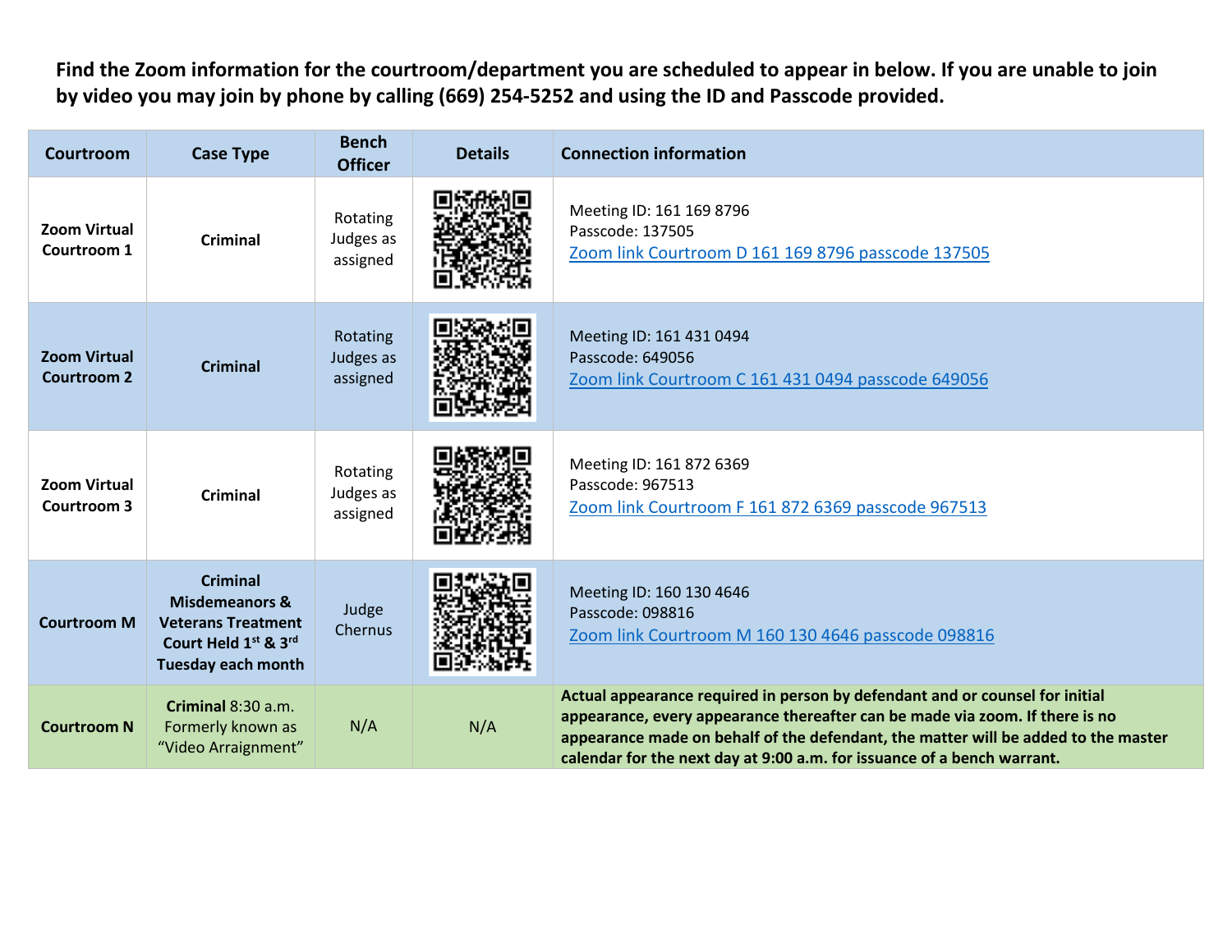**Find the Zoom information for the courtroom/department you are scheduled to appear in below. If you are unable to join by video you may join by phone by calling (669) 254-5252 and using the ID and Passcode provided.**

| Courtroom | Case Type | Bench Officer | Details | Connection information |
|---|---|---|---|---|
| **Zoom Virtual Courtroom 1** | **Criminal** | Rotating Judges as assigned | | Meeting ID: 161 169 8796<br>Passcode: 137505<br>Zoom link Courtroom D 161 169 8796 passcode 137505 |
| **Zoom Virtual Courtroom 2** | **Criminal** | Rotating Judges as assigned | | Meeting ID: 161 431 0494<br>Passcode: 649056<br>Zoom link Courtroom C 161 431 0494 passcode 649056 |
| **Zoom Virtual Courtroom 3** | **Criminal** | Rotating Judges as assigned | | Meeting ID: 161 872 6369<br>Passcode: 967513<br>Zoom link Courtroom F 161 872 6369 passcode 967513 |
| **Courtroom M** | **Criminal Misdemeanors & Veterans Treatment Court Held 1st & 3rd Tuesday each month** | Judge Chernus | | Meeting ID: 160 130 4646<br>Passcode: 098816<br>Zoom link Courtroom M 160 130 4646 passcode 098816 |
| **Courtroom N** | **Criminal** 8:30 a.m. Formerly known as "Video Arraignment" | N/A | N/A | **Actual appearance required in person by defendant and or counsel for initial appearance, every appearance thereafter can be made via zoom. If there is no appearance made on behalf of the defendant, the matter will be added to the master calendar for the next day at 9:00 a.m. for issuance of a bench warrant.** |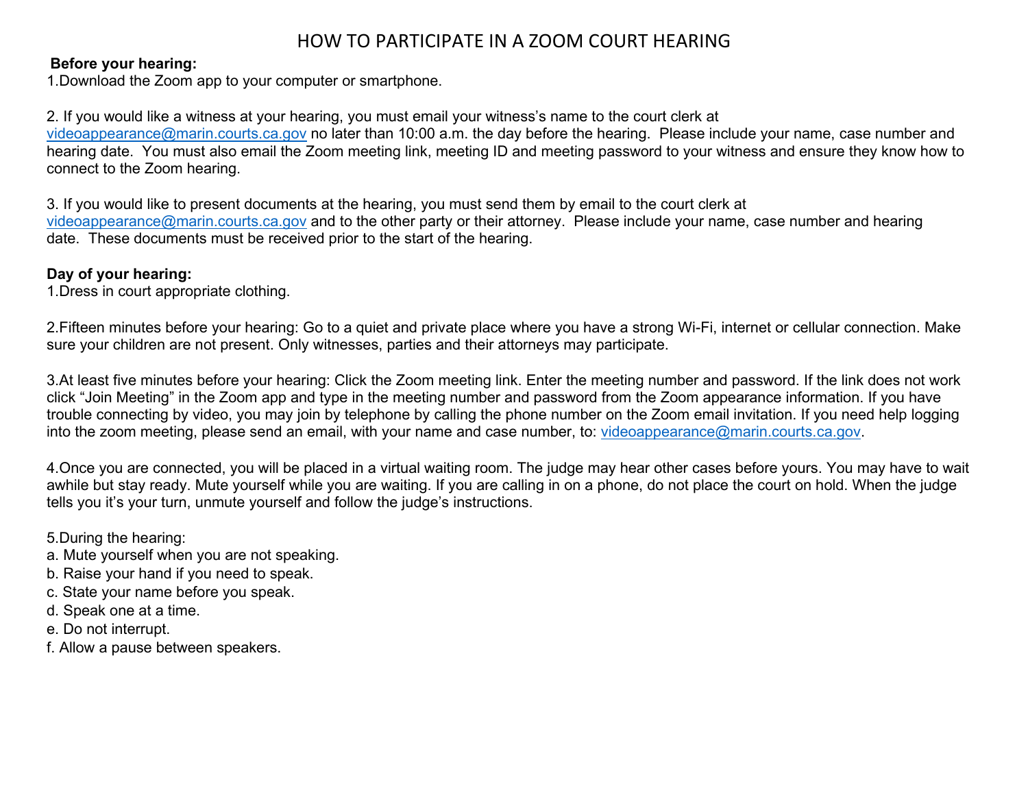# HOW TO PARTICIPATE IN A ZOOM COURT HEARING

**Before your hearing:**

1.Download the Zoom app to your computer or smartphone.

2. If you would like a witness at your hearing, you must email your witness's name to the court clerk at videoappearance@marin.courts.ca.gov no later than 10:00 a.m. the day before the hearing. Please include your name, case number and hearing date. You must also email the Zoom meeting link, meeting ID and meeting password to your witness and ensure they know how to connect to the Zoom hearing.

3. If you would like to present documents at the hearing, you must send them by email to the court clerk at videoappearance@marin.courts.ca.gov and to the other party or their attorney. Please include your name, case number and hearing date. These documents must be received prior to the start of the hearing.

**Day of your hearing:**

1.Dress in court appropriate clothing.

2.Fifteen minutes before your hearing: Go to a quiet and private place where you have a strong Wi-Fi, internet or cellular connection. Make sure your children are not present. Only witnesses, parties and their attorneys may participate.

3.At least five minutes before your hearing: Click the Zoom meeting link. Enter the meeting number and password. If the link does not work click "Join Meeting" in the Zoom app and type in the meeting number and password from the Zoom appearance information. If you have trouble connecting by video, you may join by telephone by calling the phone number on the Zoom email invitation. If you need help logging into the zoom meeting, please send an email, with your name and case number, to: videoappearance@marin.courts.ca.gov.

4.Once you are connected, you will be placed in a virtual waiting room. The judge may hear other cases before yours. You may have to wait awhile but stay ready. Mute yourself while you are waiting. If you are calling in on a phone, do not place the court on hold. When the judge tells you it's your turn, unmute yourself and follow the judge's instructions.

5.During the hearing:

a. Mute yourself when you are not speaking.
b. Raise your hand if you need to speak.
c. State your name before you speak.
d. Speak one at a time.
e. Do not interrupt.
f. Allow a pause between speakers.